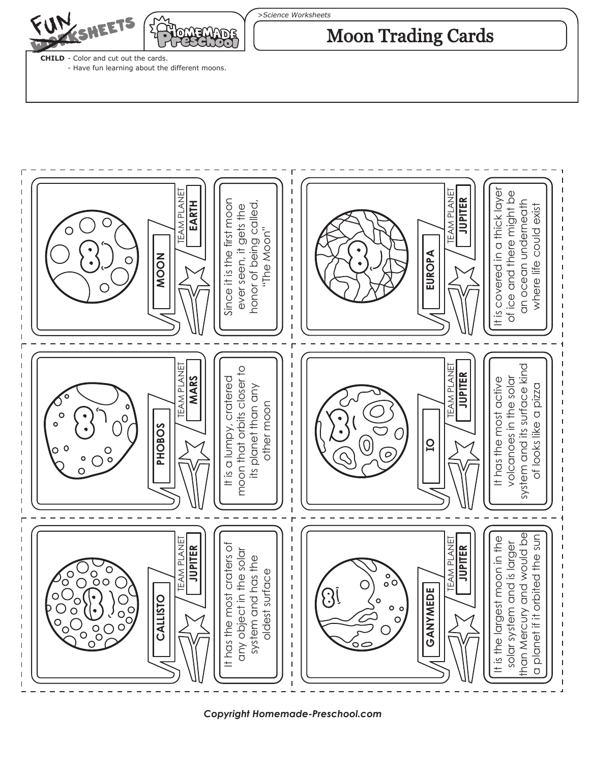# Moon Trading Cards

>Science Worksheets

**CHILD** - Color and cut out the cards.
- Have fun learning about the different moons.

**MOON**
TEAM PLANET **EARTH**
Since it is the first moon ever seen, it gets the honor of being called, "The Moon"

**EUROPA**
TEAM PLANET **JUPITER**
It is covered in a thick layer of ice and there might be an ocean underneath where life could exist

**PHOBOS**
TEAM PLANET **MARS**
It is a lumpy, cratered moon that orbits closer to its planet than any other moon

**IO**
TEAM PLANET **JUPITER**
It has the most active volcanoes in the solar system and its surface kind of looks like a pizza

**CALLISTO**
TEAM PLANET **JUPITER**
It has the most craters of any object in the solar system and has the oldest surface

**GANYMEDE**
TEAM PLANET **JUPITER**
It is the largest moon in the solar system and is larger than Mercury and would be a planet if it orbited the sun

*Copyright Homemade-Preschool.com*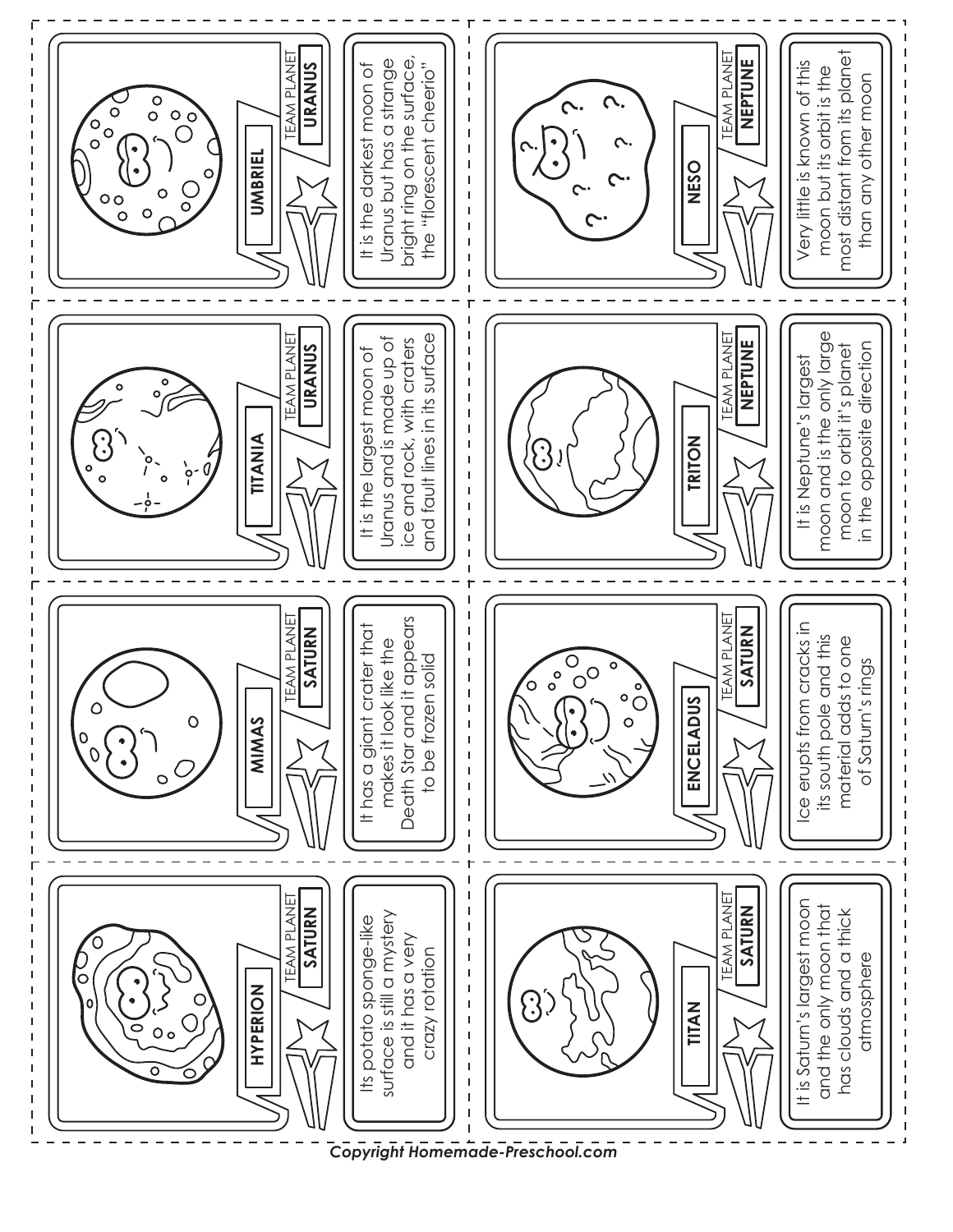**HYPERION**

TEAM PLANET **SATURN**

Its potato sponge-like surface is still a mystery and it has a very crazy rotation

**MIMAS**

TEAM PLANET **SATURN**

It has a giant crater that makes it look like the Death Star and it appears to be frozen solid

**TITANIA**

TEAM PLANET **URANUS**

It is the largest moon of Uranus and is made up of ice and rock, with craters and fault lines in its surface

**UMBRIEL**

TEAM PLANET **URANUS**

It is the darkest moon of Uranus but has a strange bright ring on the surface, the "florescent cheerio"

**TITAN**

TEAM PLANET **SATURN**

It is Saturn's largest moon and the only moon that has clouds and a thick atmosphere

**ENCELADUS**

TEAM PLANET **SATURN**

Ice erupts from cracks in its south pole and this material adds to one of Saturn's rings

**TRITON**

TEAM PLANET **NEPTUNE**

It is Neptune's largest moon and is the only large moon to orbit it's planet in the opposite direction

**NESO**

TEAM PLANET **NEPTUNE**

Very little is known of this moon but its orbit is the most distant from its planet than any other moon

Copyright Homemade-Preschool.com